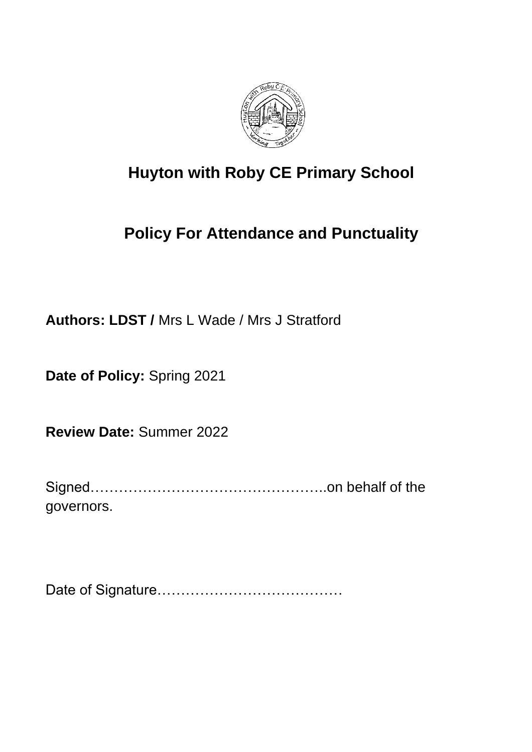# Huyton with Roby CE Primary School

## Policy For Attendance and Punctuality

**Authors: LDST /** Mrs L Wade / Mrs J Stratford

**Date of Policy:** Spring 2021

**Review Date:** Summer 2022

Signed…………………………………………..on behalf of the governors.

Date of Signature…………………………………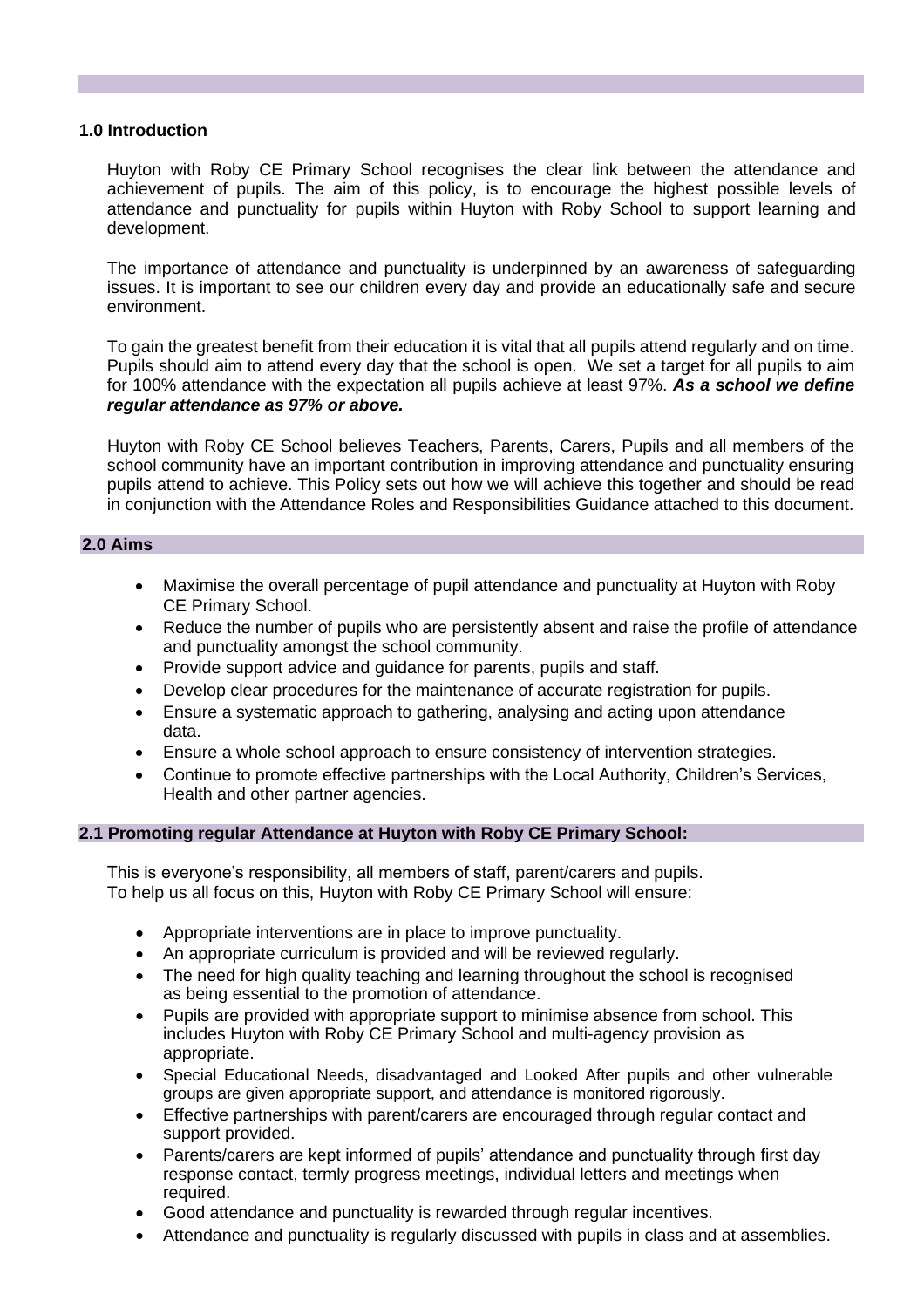## 1.0 Introduction

Huyton with Roby CE Primary School recognises the clear link between the attendance and achievement of pupils. The aim of this policy, is to encourage the highest possible levels of attendance and punctuality for pupils within Huyton with Roby School to support learning and development.

The importance of attendance and punctuality is underpinned by an awareness of safeguarding issues. It is important to see our children every day and provide an educationally safe and secure environment.

To gain the greatest benefit from their education it is vital that all pupils attend regularly and on time. Pupils should aim to attend every day that the school is open. We set a target for all pupils to aim for 100% attendance with the expectation all pupils achieve at least 97%. ***As a school we define regular attendance as 97% or above.***

Huyton with Roby CE School believes Teachers, Parents, Carers, Pupils and all members of the school community have an important contribution in improving attendance and punctuality ensuring pupils attend to achieve. This Policy sets out how we will achieve this together and should be read in conjunction with the Attendance Roles and Responsibilities Guidance attached to this document.

## 2.0 Aims

- Maximise the overall percentage of pupil attendance and punctuality at Huyton with Roby CE Primary School.
- Reduce the number of pupils who are persistently absent and raise the profile of attendance and punctuality amongst the school community.
- Provide support advice and guidance for parents, pupils and staff.
- Develop clear procedures for the maintenance of accurate registration for pupils.
- Ensure a systematic approach to gathering, analysing and acting upon attendance data.
- Ensure a whole school approach to ensure consistency of intervention strategies.
- Continue to promote effective partnerships with the Local Authority, Children's Services, Health and other partner agencies.

### 2.1 Promoting regular Attendance at Huyton with Roby CE Primary School:

This is everyone's responsibility, all members of staff, parent/carers and pupils.
To help us all focus on this, Huyton with Roby CE Primary School will ensure:

- Appropriate interventions are in place to improve punctuality.
- An appropriate curriculum is provided and will be reviewed regularly.
- The need for high quality teaching and learning throughout the school is recognised as being essential to the promotion of attendance.
- Pupils are provided with appropriate support to minimise absence from school. This includes Huyton with Roby CE Primary School and multi-agency provision as appropriate.
- Special Educational Needs, disadvantaged and Looked After pupils and other vulnerable groups are given appropriate support, and attendance is monitored rigorously.
- Effective partnerships with parent/carers are encouraged through regular contact and support provided.
- Parents/carers are kept informed of pupils' attendance and punctuality through first day response contact, termly progress meetings, individual letters and meetings when required.
- Good attendance and punctuality is rewarded through regular incentives.
- Attendance and punctuality is regularly discussed with pupils in class and at assemblies.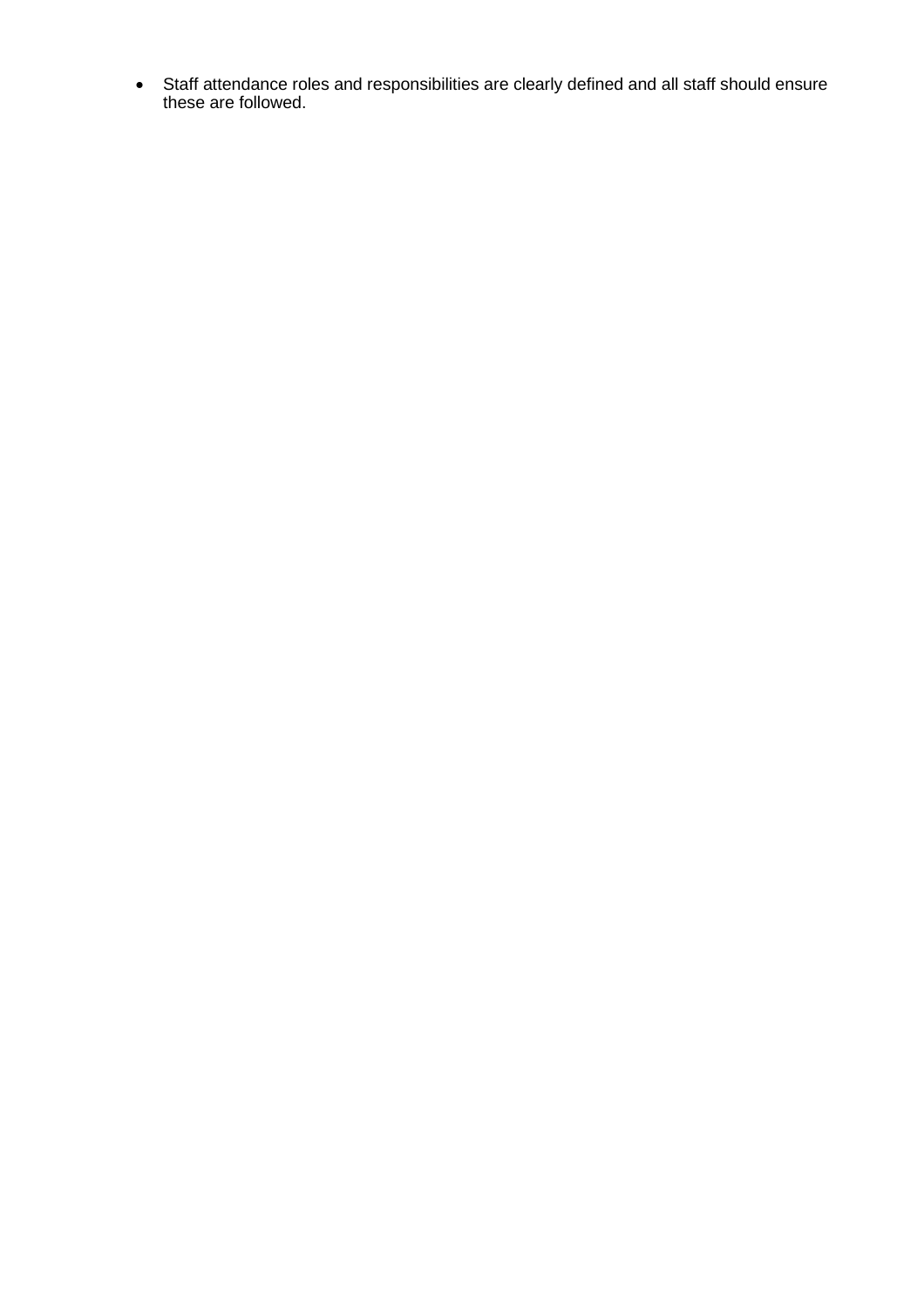- Staff attendance roles and responsibilities are clearly defined and all staff should ensure these are followed.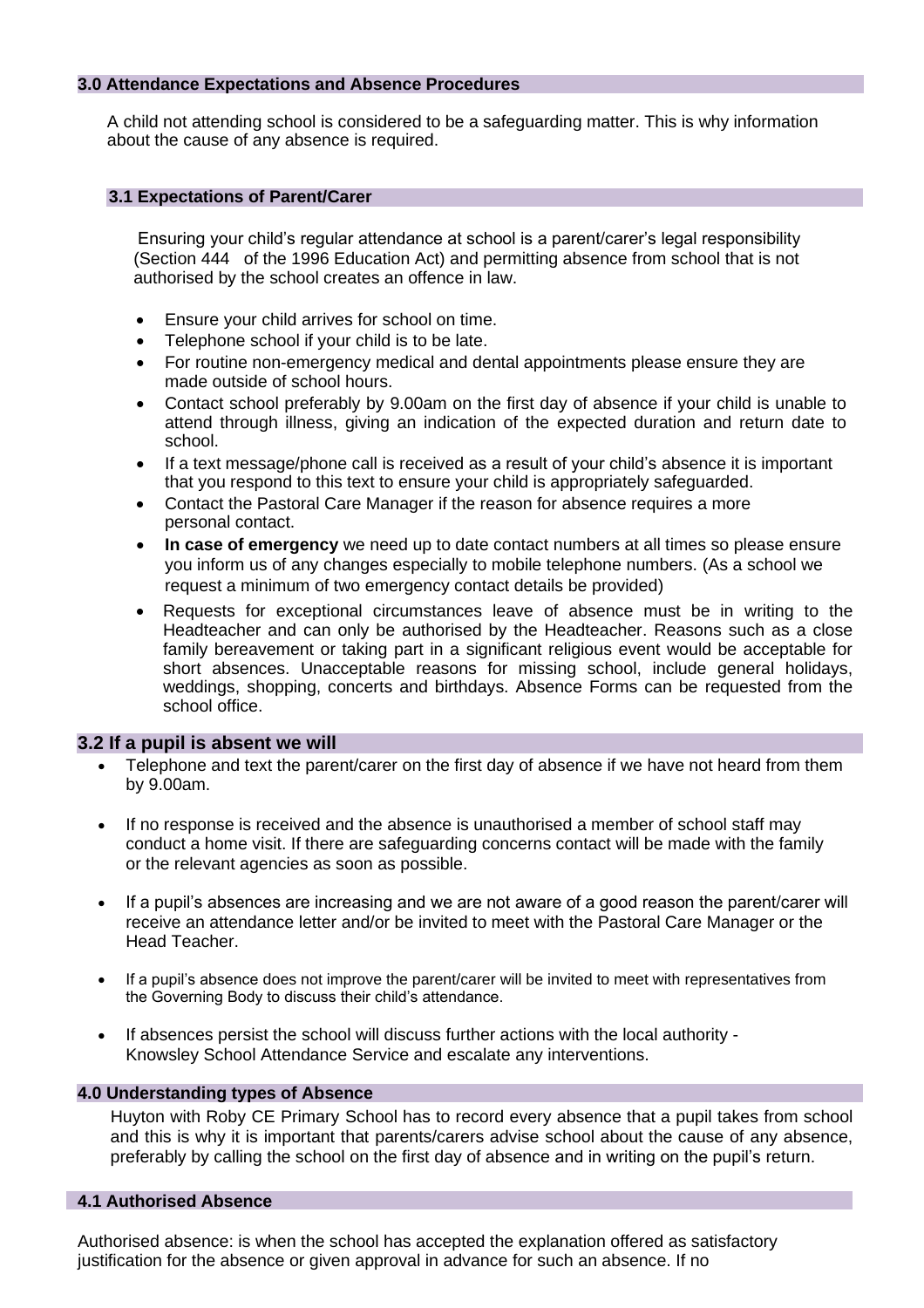## 3.0 Attendance Expectations and Absence Procedures

A child not attending school is considered to be a safeguarding matter. This is why information about the cause of any absence is required.

### 3.1 Expectations of Parent/Carer

Ensuring your child's regular attendance at school is a parent/carer's legal responsibility (Section 444 of the 1996 Education Act) and permitting absence from school that is not authorised by the school creates an offence in law.

- Ensure your child arrives for school on time.
- Telephone school if your child is to be late.
- For routine non-emergency medical and dental appointments please ensure they are made outside of school hours.
- Contact school preferably by 9.00am on the first day of absence if your child is unable to attend through illness, giving an indication of the expected duration and return date to school.
- If a text message/phone call is received as a result of your child's absence it is important that you respond to this text to ensure your child is appropriately safeguarded.
- Contact the Pastoral Care Manager if the reason for absence requires a more personal contact.
- **In case of emergency** we need up to date contact numbers at all times so please ensure you inform us of any changes especially to mobile telephone numbers. (As a school we request a minimum of two emergency contact details be provided)
- Requests for exceptional circumstances leave of absence must be in writing to the Headteacher and can only be authorised by the Headteacher. Reasons such as a close family bereavement or taking part in a significant religious event would be acceptable for short absences. Unacceptable reasons for missing school, include general holidays, weddings, shopping, concerts and birthdays. Absence Forms can be requested from the school office.

### 3.2 If a pupil is absent we will

- Telephone and text the parent/carer on the first day of absence if we have not heard from them by 9.00am.
- If no response is received and the absence is unauthorised a member of school staff may conduct a home visit. If there are safeguarding concerns contact will be made with the family or the relevant agencies as soon as possible.
- If a pupil's absences are increasing and we are not aware of a good reason the parent/carer will receive an attendance letter and/or be invited to meet with the Pastoral Care Manager or the Head Teacher.
- If a pupil's absence does not improve the parent/carer will be invited to meet with representatives from the Governing Body to discuss their child's attendance.
- If absences persist the school will discuss further actions with the local authority - Knowsley School Attendance Service and escalate any interventions.

## 4.0 Understanding types of Absence

Huyton with Roby CE Primary School has to record every absence that a pupil takes from school and this is why it is important that parents/carers advise school about the cause of any absence, preferably by calling the school on the first day of absence and in writing on the pupil's return.

### 4.1 Authorised Absence

Authorised absence: is when the school has accepted the explanation offered as satisfactory justification for the absence or given approval in advance for such an absence. If no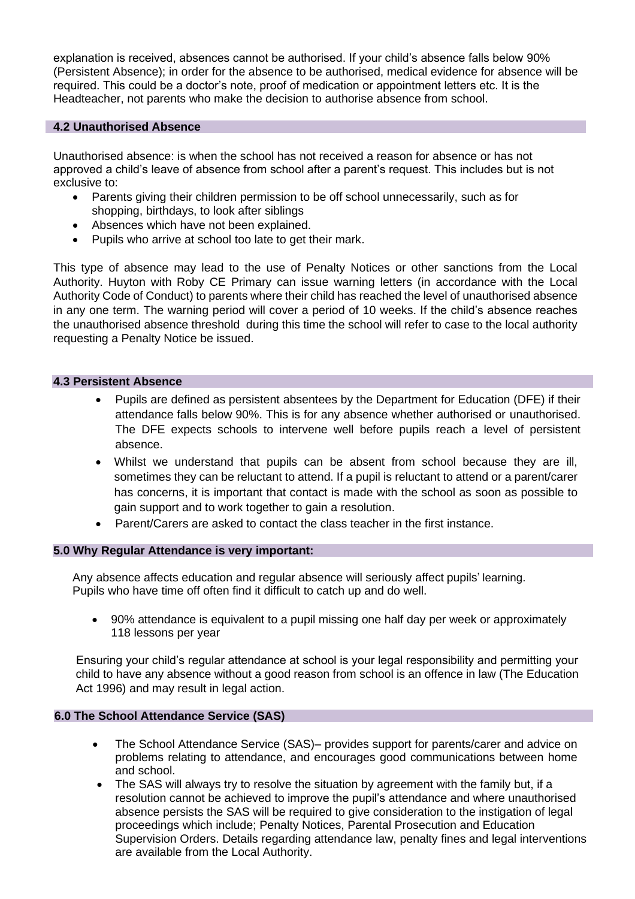explanation is received, absences cannot be authorised. If your child's absence falls below 90% (Persistent Absence); in order for the absence to be authorised, medical evidence for absence will be required. This could be a doctor's note, proof of medication or appointment letters etc. It is the Headteacher, not parents who make the decision to authorise absence from school.

### 4.2 Unauthorised Absence

Unauthorised absence: is when the school has not received a reason for absence or has not approved a child's leave of absence from school after a parent's request. This includes but is not exclusive to:

- Parents giving their children permission to be off school unnecessarily, such as for shopping, birthdays, to look after siblings
- Absences which have not been explained.
- Pupils who arrive at school too late to get their mark.

This type of absence may lead to the use of Penalty Notices or other sanctions from the Local Authority. Huyton with Roby CE Primary can issue warning letters (in accordance with the Local Authority Code of Conduct) to parents where their child has reached the level of unauthorised absence in any one term. The warning period will cover a period of 10 weeks. If the child's absence reaches the unauthorised absence threshold during this time the school will refer to case to the local authority requesting a Penalty Notice be issued.

### 4.3 Persistent Absence

- Pupils are defined as persistent absentees by the Department for Education (DFE) if their attendance falls below 90%. This is for any absence whether authorised or unauthorised. The DFE expects schools to intervene well before pupils reach a level of persistent absence.
- Whilst we understand that pupils can be absent from school because they are ill, sometimes they can be reluctant to attend. If a pupil is reluctant to attend or a parent/carer has concerns, it is important that contact is made with the school as soon as possible to gain support and to work together to gain a resolution.
- Parent/Carers are asked to contact the class teacher in the first instance.

## 5.0 Why Regular Attendance is very important:

Any absence affects education and regular absence will seriously affect pupils' learning. Pupils who have time off often find it difficult to catch up and do well.

- 90% attendance is equivalent to a pupil missing one half day per week or approximately 118 lessons per year

Ensuring your child's regular attendance at school is your legal responsibility and permitting your child to have any absence without a good reason from school is an offence in law (The Education Act 1996) and may result in legal action.

## 6.0 The School Attendance Service (SAS)

- The School Attendance Service (SAS)– provides support for parents/carer and advice on problems relating to attendance, and encourages good communications between home and school.
- The SAS will always try to resolve the situation by agreement with the family but, if a resolution cannot be achieved to improve the pupil's attendance and where unauthorised absence persists the SAS will be required to give consideration to the instigation of legal proceedings which include; Penalty Notices, Parental Prosecution and Education Supervision Orders. Details regarding attendance law, penalty fines and legal interventions are available from the Local Authority.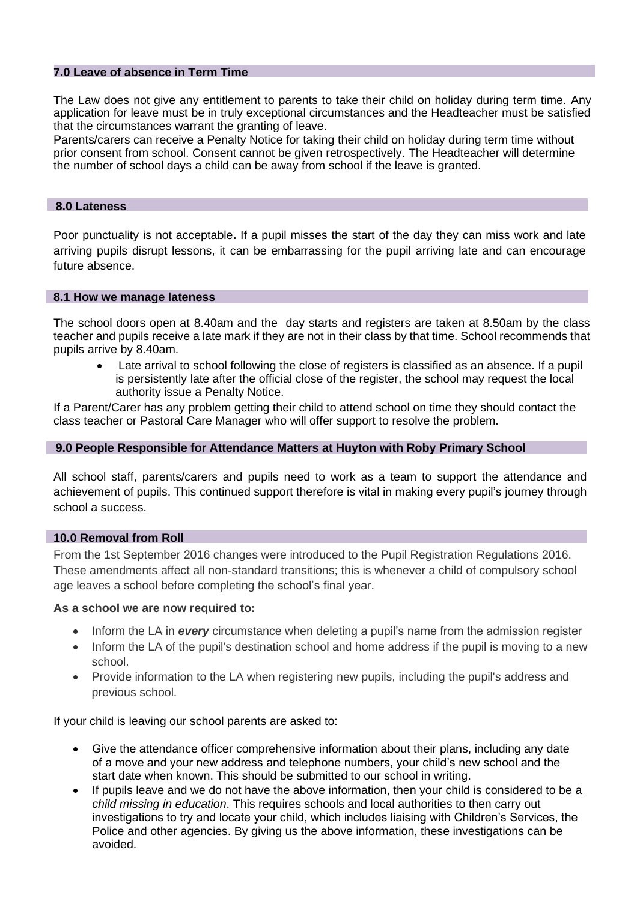## 7.0 Leave of absence in Term Time

The Law does not give any entitlement to parents to take their child on holiday during term time. Any application for leave must be in truly exceptional circumstances and the Headteacher must be satisfied that the circumstances warrant the granting of leave.
Parents/carers can receive a Penalty Notice for taking their child on holiday during term time without prior consent from school. Consent cannot be given retrospectively. The Headteacher will determine the number of school days a child can be away from school if the leave is granted.

## 8.0 Lateness

Poor punctuality is not acceptable**.** If a pupil misses the start of the day they can miss work and late arriving pupils disrupt lessons, it can be embarrassing for the pupil arriving late and can encourage future absence.

## 8.1 How we manage lateness

The school doors open at 8.40am and the day starts and registers are taken at 8.50am by the class teacher and pupils receive a late mark if they are not in their class by that time. School recommends that pupils arrive by 8.40am.

- Late arrival to school following the close of registers is classified as an absence. If a pupil is persistently late after the official close of the register, the school may request the local authority issue a Penalty Notice.

If a Parent/Carer has any problem getting their child to attend school on time they should contact the class teacher or Pastoral Care Manager who will offer support to resolve the problem.

## 9.0 People Responsible for Attendance Matters at Huyton with Roby Primary School

All school staff, parents/carers and pupils need to work as a team to support the attendance and achievement of pupils. This continued support therefore is vital in making every pupil's journey through school a success.

## 10.0 Removal from Roll

From the 1st September 2016 changes were introduced to the Pupil Registration Regulations 2016. These amendments affect all non-standard transitions; this is whenever a child of compulsory school age leaves a school before completing the school's final year.

**As a school we are now required to:**

- Inform the LA in ***every*** circumstance when deleting a pupil's name from the admission register
- Inform the LA of the pupil's destination school and home address if the pupil is moving to a new school.
- Provide information to the LA when registering new pupils, including the pupil's address and previous school.

If your child is leaving our school parents are asked to:

- Give the attendance officer comprehensive information about their plans, including any date of a move and your new address and telephone numbers, your child's new school and the start date when known. This should be submitted to our school in writing.
- If pupils leave and we do not have the above information, then your child is considered to be a *child missing in education*. This requires schools and local authorities to then carry out investigations to try and locate your child, which includes liaising with Children's Services, the Police and other agencies. By giving us the above information, these investigations can be avoided.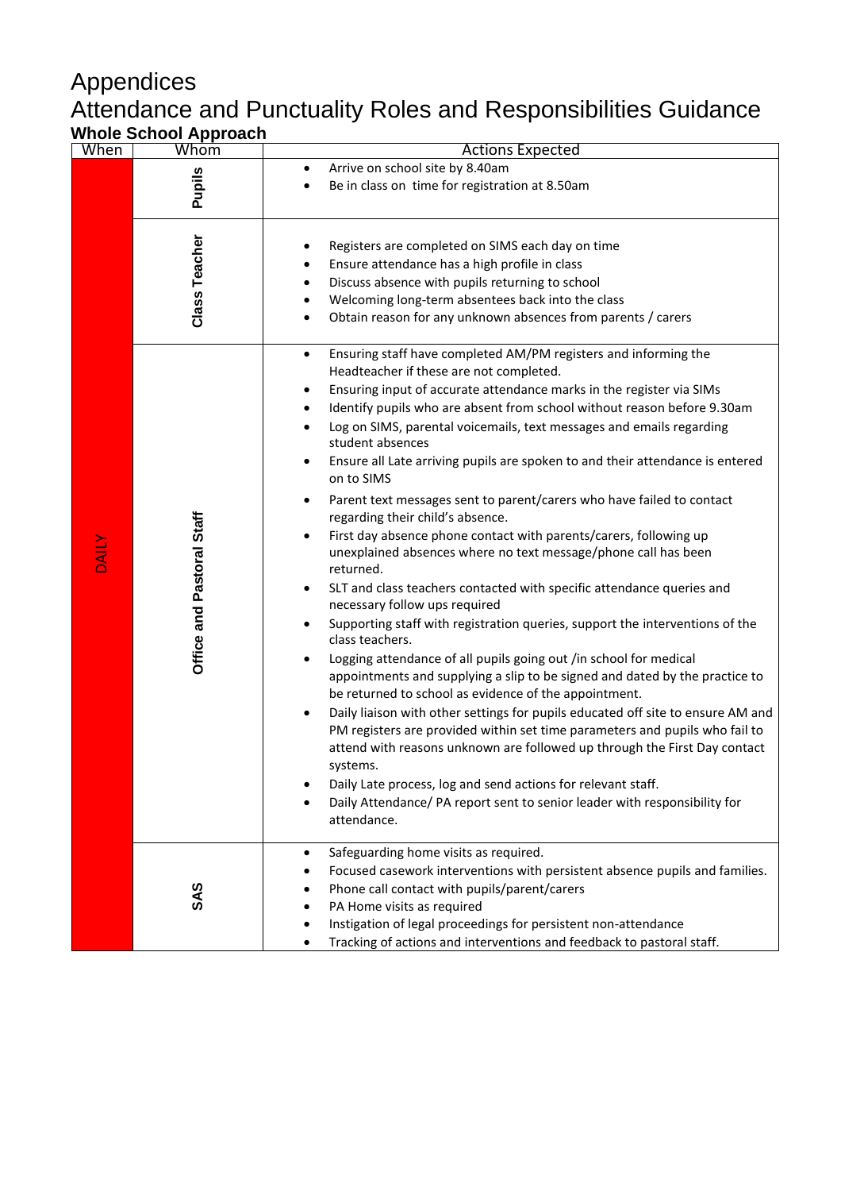# Appendices

# Attendance and Punctuality Roles and Responsibilities Guidance

### Whole School Approach

| When | Whom | Actions Expected |
|---|---|---|
| DAILY | Pupils | • Arrive on school site by 8.40am<br>• Be in class on time for registration at 8.50am |
| | Class Teacher | • Registers are completed on SIMS each day on time<br>• Ensure attendance has a high profile in class<br>• Discuss absence with pupils returning to school<br>• Welcoming long-term absentees back into the class<br>• Obtain reason for any unknown absences from parents / carers |
| | Office and Pastoral Staff | • Ensuring staff have completed AM/PM registers and informing the Headteacher if these are not completed.<br>• Ensuring input of accurate attendance marks in the register via SIMs<br>• Identify pupils who are absent from school without reason before 9.30am<br>• Log on SIMS, parental voicemails, text messages and emails regarding student absences<br>• Ensure all Late arriving pupils are spoken to and their attendance is entered on to SIMS<br>• Parent text messages sent to parent/carers who have failed to contact regarding their child's absence.<br>• First day absence phone contact with parents/carers, following up unexplained absences where no text message/phone call has been returned.<br>• SLT and class teachers contacted with specific attendance queries and necessary follow ups required<br>• Supporting staff with registration queries, support the interventions of the class teachers.<br>• Logging attendance of all pupils going out /in school for medical appointments and supplying a slip to be signed and dated by the practice to be returned to school as evidence of the appointment.<br>• Daily liaison with other settings for pupils educated off site to ensure AM and PM registers are provided within set time parameters and pupils who fail to attend with reasons unknown are followed up through the First Day contact systems.<br>• Daily Late process, log and send actions for relevant staff.<br>• Daily Attendance/ PA report sent to senior leader with responsibility for attendance. |
| | SAS | • Safeguarding home visits as required.<br>• Focused casework interventions with persistent absence pupils and families.<br>• Phone call contact with pupils/parent/carers<br>• PA Home visits as required<br>• Instigation of legal proceedings for persistent non-attendance<br>• Tracking of actions and interventions and feedback to pastoral staff. |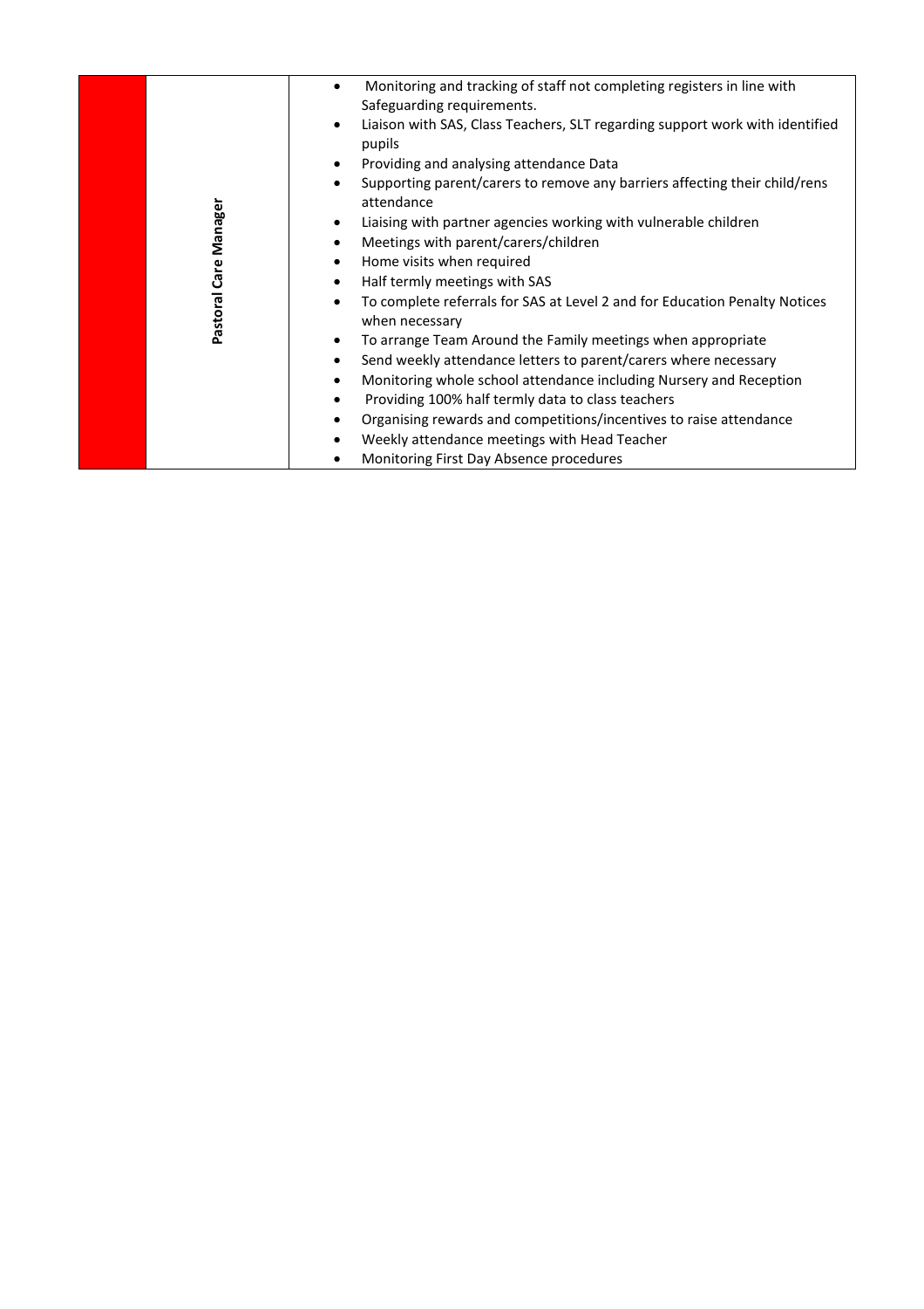| | | |
|---|---|---|
| | **Pastoral Care Manager** | • Monitoring and tracking of staff not completing registers in line with Safeguarding requirements.<br>• Liaison with SAS, Class Teachers, SLT regarding support work with identified pupils<br>• Providing and analysing attendance Data<br>• Supporting parent/carers to remove any barriers affecting their child/rens attendance<br>• Liaising with partner agencies working with vulnerable children<br>• Meetings with parent/carers/children<br>• Home visits when required<br>• Half termly meetings with SAS<br>• To complete referrals for SAS at Level 2 and for Education Penalty Notices when necessary<br>• To arrange Team Around the Family meetings when appropriate<br>• Send weekly attendance letters to parent/carers where necessary<br>• Monitoring whole school attendance including Nursery and Reception<br>• Providing 100% half termly data to class teachers<br>• Organising rewards and competitions/incentives to raise attendance<br>• Weekly attendance meetings with Head Teacher<br>• Monitoring First Day Absence procedures |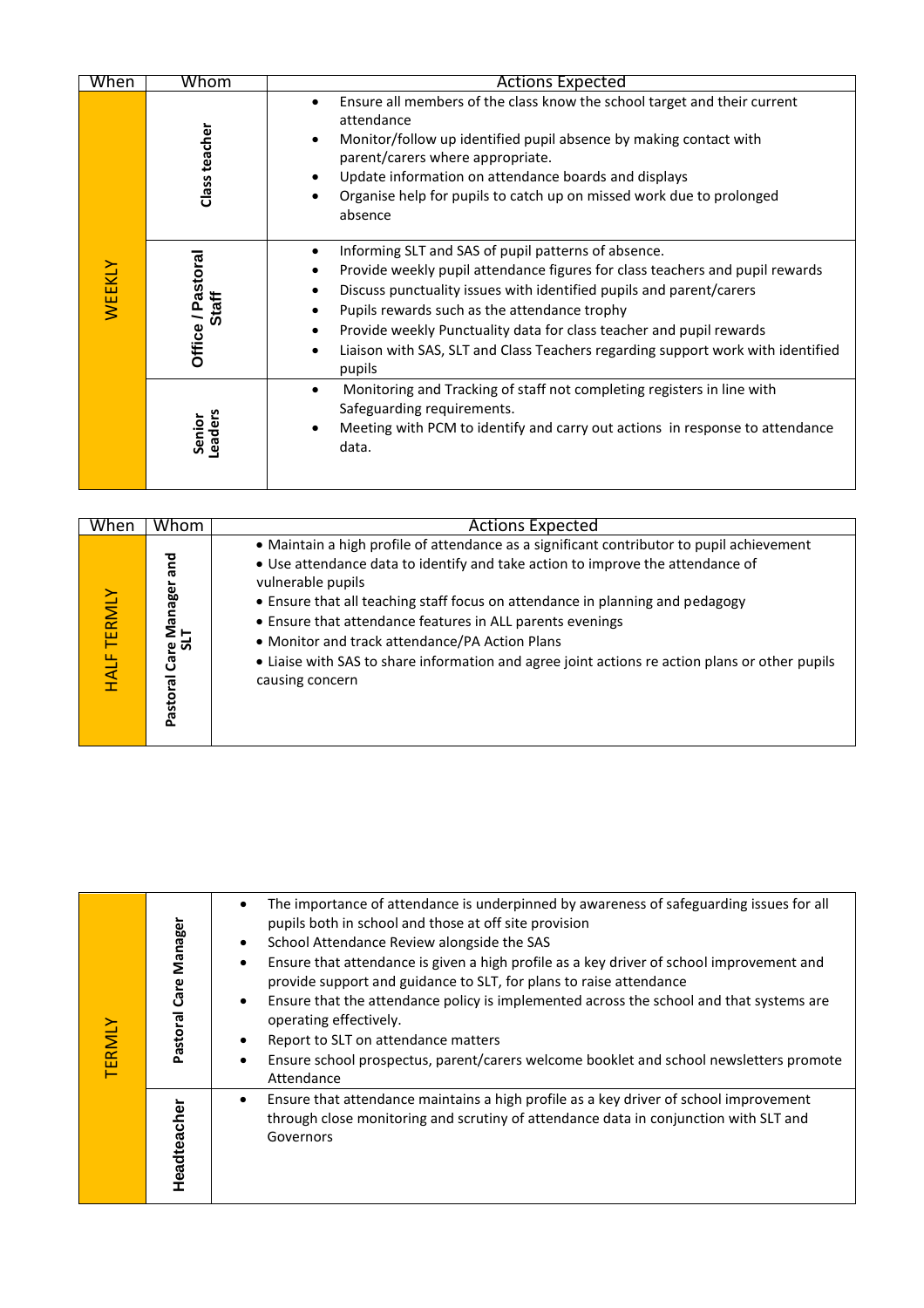| When | Whom | Actions Expected |
|---|---|---|
| WEEKLY | Class teacher | • Ensure all members of the class know the school target and their current attendance<br>• Monitor/follow up identified pupil absence by making contact with parent/carers where appropriate.<br>• Update information on attendance boards and displays<br>• Organise help for pupils to catch up on missed work due to prolonged absence |
| | Office / Pastoral Staff | • Informing SLT and SAS of pupil patterns of absence.<br>• Provide weekly pupil attendance figures for class teachers and pupil rewards<br>• Discuss punctuality issues with identified pupils and parent/carers<br>• Pupils rewards such as the attendance trophy<br>• Provide weekly Punctuality data for class teacher and pupil rewards<br>• Liaison with SAS, SLT and Class Teachers regarding support work with identified pupils |
| | Senior Leaders | • Monitoring and Tracking of staff not completing registers in line with Safeguarding requirements.<br>• Meeting with PCM to identify and carry out actions in response to attendance data. |

| When | Whom | Actions Expected |
|---|---|---|
| HALF TERMLY | Pastoral Care Manager and SLT | • Maintain a high profile of attendance as a significant contributor to pupil achievement<br>• Use attendance data to identify and take action to improve the attendance of vulnerable pupils<br>• Ensure that all teaching staff focus on attendance in planning and pedagogy<br>• Ensure that attendance features in ALL parents evenings<br>• Monitor and track attendance/PA Action Plans<br>• Liaise with SAS to share information and agree joint actions re action plans or other pupils causing concern |

| | | |
|---|---|---|
| TERMLY | Pastoral Care Manager | • The importance of attendance is underpinned by awareness of safeguarding issues for all pupils both in school and those at off site provision<br>• School Attendance Review alongside the SAS<br>• Ensure that attendance is given a high profile as a key driver of school improvement and provide support and guidance to SLT, for plans to raise attendance<br>• Ensure that the attendance policy is implemented across the school and that systems are operating effectively.<br>• Report to SLT on attendance matters<br>• Ensure school prospectus, parent/carers welcome booklet and school newsletters promote Attendance |
| | Headteacher | • Ensure that attendance maintains a high profile as a key driver of school improvement through close monitoring and scrutiny of attendance data in conjunction with SLT and Governors |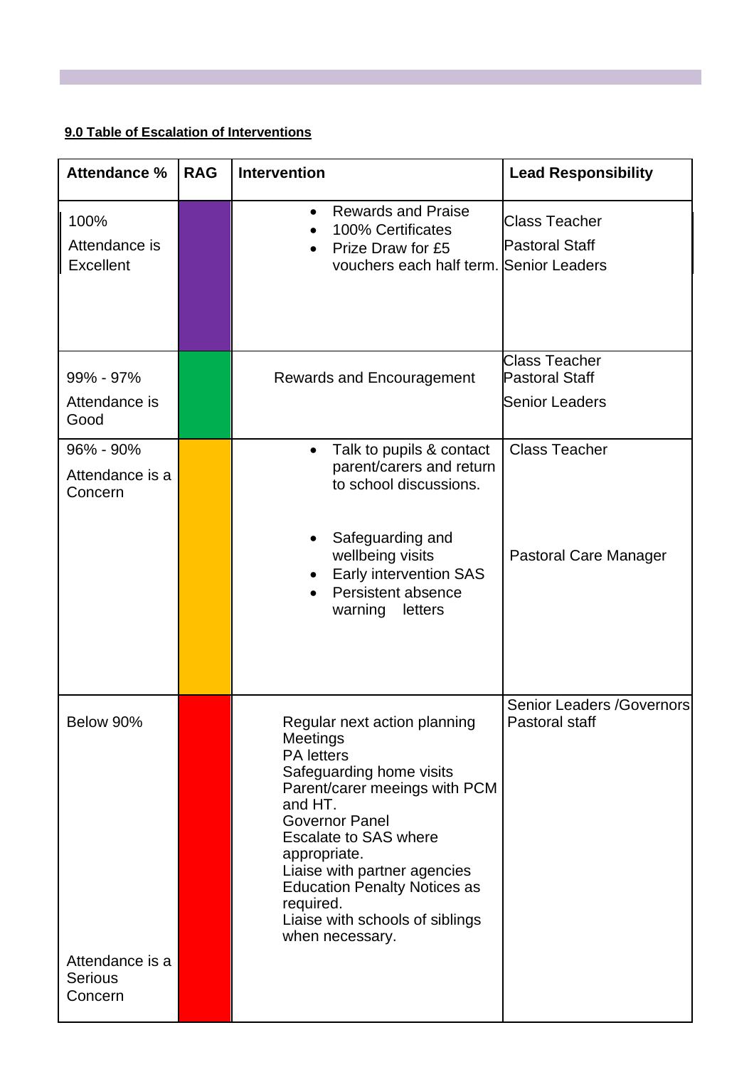**9.0 Table of Escalation of Interventions**

| Attendance % | RAG | Intervention | Lead Responsibility |
|---|---|---|---|
| 100%<br>Attendance is Excellent | | • Rewards and Praise<br>• 100% Certificates<br>• Prize Draw for £5 vouchers each half term. | Class Teacher<br>Pastoral Staff<br>Senior Leaders |
| 99% - 97%<br>Attendance is Good | | Rewards and Encouragement | Class Teacher<br>Pastoral Staff<br>Senior Leaders |
| 96% - 90%<br>Attendance is a Concern | | • Talk to pupils & contact parent/carers and return to school discussions.<br><br>• Safeguarding and wellbeing visits<br>• Early intervention SAS<br>• Persistent absence warning letters | Class Teacher<br><br>Pastoral Care Manager |
| Below 90%<br><br>Attendance is a Serious Concern | | Regular next action planning Meetings<br>PA letters<br>Safeguarding home visits<br>Parent/carer meeings with PCM and HT.<br>Governor Panel<br>Escalate to SAS where appropriate.<br>Liaise with partner agencies<br>Education Penalty Notices as required.<br>Liaise with schools of siblings when necessary. | Senior Leaders /Governors<br>Pastoral staff |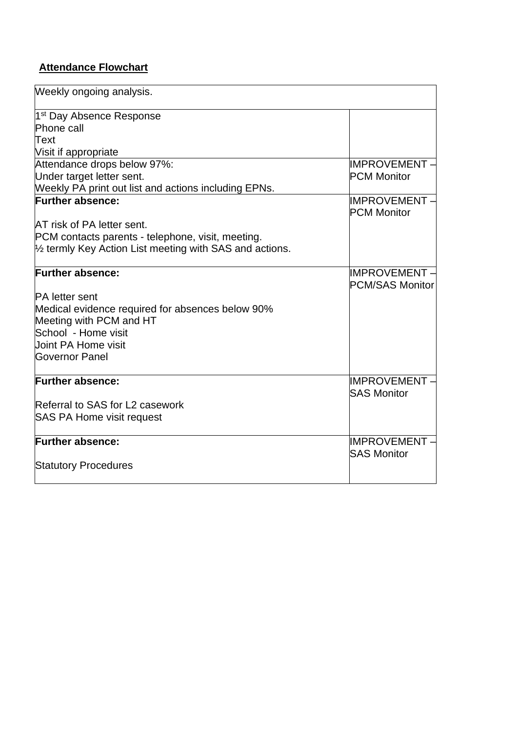**Attendance Flowchart**

| | |
|---|---|
| Weekly ongoing analysis. | |
| 1st Day Absence Response<br>Phone call<br>Text<br>Visit if appropriate | |
| Attendance drops below 97%:<br>Under target letter sent.<br>Weekly PA print out list and actions including EPNs. | IMPROVEMENT –<br>PCM Monitor |
| **Further absence:**<br><br>AT risk of PA letter sent.<br>PCM contacts parents - telephone, visit, meeting.<br>½ termly Key Action List meeting with SAS and actions. | IMPROVEMENT –<br>PCM Monitor |
| **Further absence:**<br><br>PA letter sent<br>Medical evidence required for absences below 90%<br>Meeting with PCM and HT<br>School - Home visit<br>Joint PA Home visit<br>Governor Panel | IMPROVEMENT –<br>PCM/SAS Monitor |
| **Further absence:**<br><br>Referral to SAS for L2 casework<br>SAS PA Home visit request | IMPROVEMENT –<br>SAS Monitor |
| **Further absence:**<br><br>Statutory Procedures | IMPROVEMENT –<br>SAS Monitor |